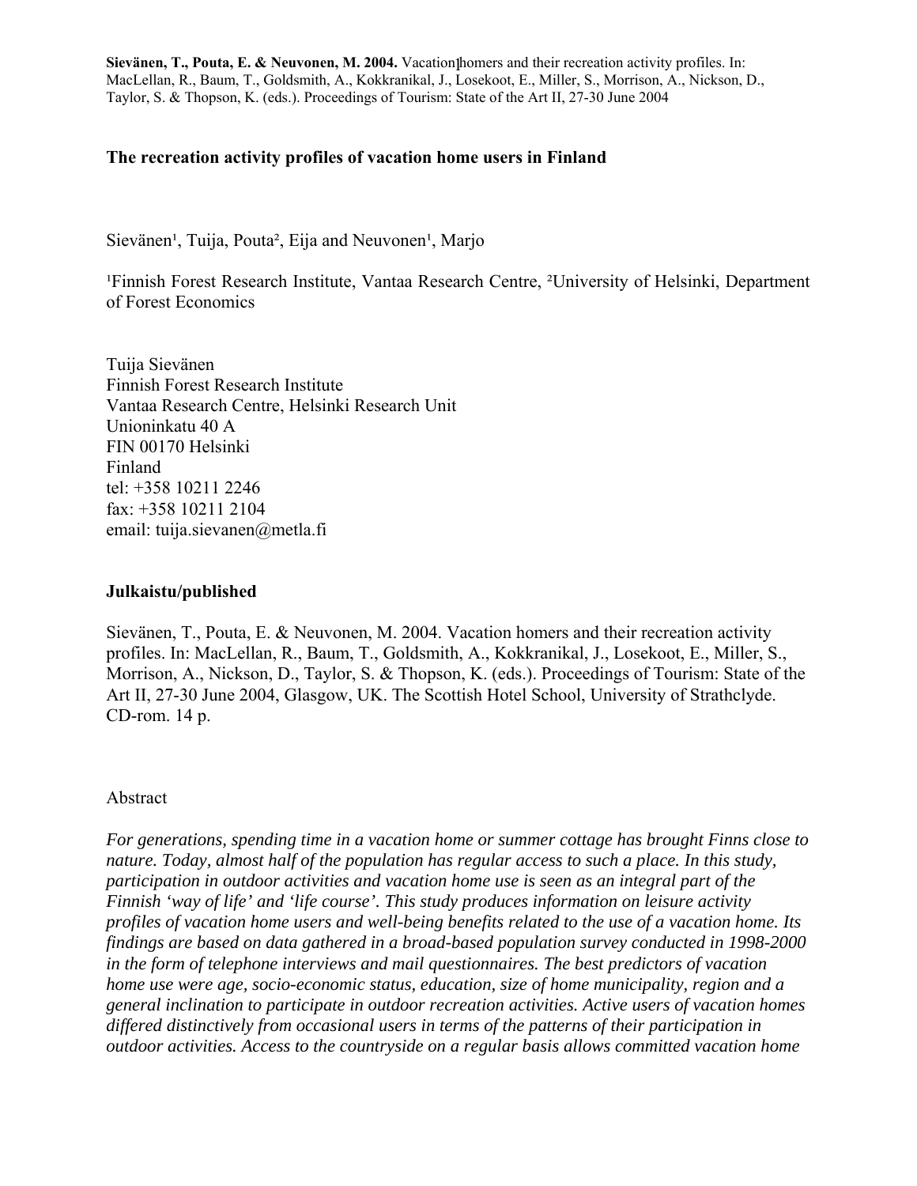**Sievänen, T., Pouta, E. & Neuvonen, M. 2004.** Vacation homers and their recreation activity profiles. In: MacLellan, R., Baum, T., Goldsmith, A., Kokkranikal, J., Losekoot, E., Miller, S., Morrison, A., Nickson, D., Taylor, S. & Thopson, K. (eds.). Proceedings of Tourism: State of the Art II, 27-30 June 2004

### The recreation activity profiles of vacation home users in Finland

Sievänen[1], Tuija, Pouta[2], Eija and Neuvonen[1], Marjo

[1]Finnish Forest Research Institute, Vantaa Research Centre, [2]University of Helsinki, Department of Forest Economics

Tuija Sievänen
Finnish Forest Research Institute
Vantaa Research Centre, Helsinki Research Unit
Unioninkatu 40 A
FIN 00170 Helsinki
Finland
tel: +358 10211 2246
fax: +358 10211 2104
email: tuija.sievanen@metla.fi

### Julkaistu/published

Sievänen, T., Pouta, E. & Neuvonen, M. 2004. Vacation homers and their recreation activity profiles. In: MacLellan, R., Baum, T., Goldsmith, A., Kokkranikal, J., Losekoot, E., Miller, S., Morrison, A., Nickson, D., Taylor, S. & Thopson, K. (eds.). Proceedings of Tourism: State of the Art II, 27-30 June 2004, Glasgow, UK. The Scottish Hotel School, University of Strathclyde. CD-rom. 14 p.

Abstract

*For generations, spending time in a vacation home or summer cottage has brought Finns close to nature. Today, almost half of the population has regular access to such a place. In this study, participation in outdoor activities and vacation home use is seen as an integral part of the Finnish 'way of life' and 'life course'. This study produces information on leisure activity profiles of vacation home users and well-being benefits related to the use of a vacation home. Its findings are based on data gathered in a broad-based population survey conducted in 1998-2000 in the form of telephone interviews and mail questionnaires. The best predictors of vacation home use were age, socio-economic status, education, size of home municipality, region and a general inclination to participate in outdoor recreation activities. Active users of vacation homes differed distinctively from occasional users in terms of the patterns of their participation in outdoor activities. Access to the countryside on a regular basis allows committed vacation home*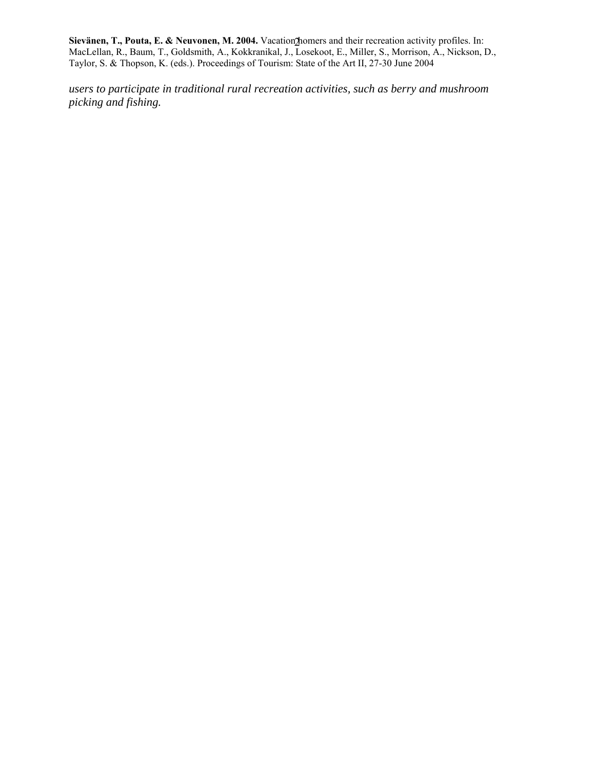*users to participate in traditional rural recreation activities, such as berry and mushroom picking and fishing.*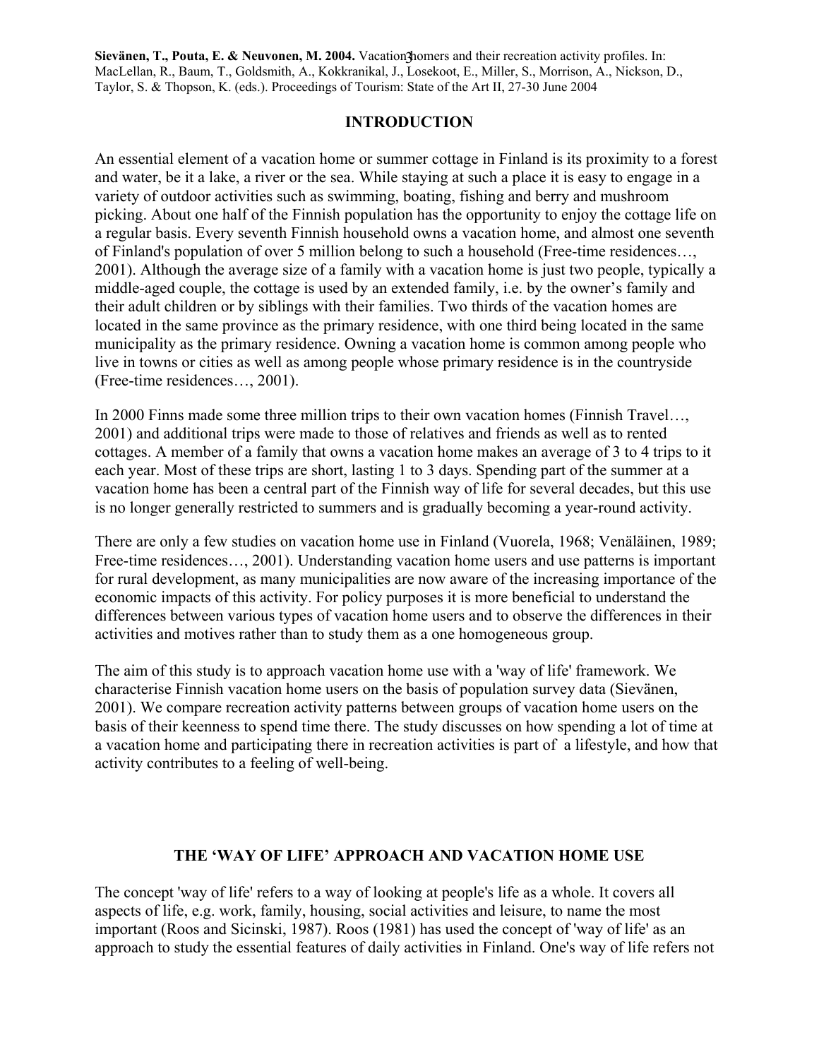## INTRODUCTION

An essential element of a vacation home or summer cottage in Finland is its proximity to a forest and water, be it a lake, a river or the sea. While staying at such a place it is easy to engage in a variety of outdoor activities such as swimming, boating, fishing and berry and mushroom picking. About one half of the Finnish population has the opportunity to enjoy the cottage life on a regular basis. Every seventh Finnish household owns a vacation home, and almost one seventh of Finland's population of over 5 million belong to such a household (Free-time residences…, 2001). Although the average size of a family with a vacation home is just two people, typically a middle-aged couple, the cottage is used by an extended family, i.e. by the owner's family and their adult children or by siblings with their families. Two thirds of the vacation homes are located in the same province as the primary residence, with one third being located in the same municipality as the primary residence. Owning a vacation home is common among people who live in towns or cities as well as among people whose primary residence is in the countryside (Free-time residences…, 2001).

In 2000 Finns made some three million trips to their own vacation homes (Finnish Travel…, 2001) and additional trips were made to those of relatives and friends as well as to rented cottages. A member of a family that owns a vacation home makes an average of 3 to 4 trips to it each year. Most of these trips are short, lasting 1 to 3 days. Spending part of the summer at a vacation home has been a central part of the Finnish way of life for several decades, but this use is no longer generally restricted to summers and is gradually becoming a year-round activity.

There are only a few studies on vacation home use in Finland (Vuorela, 1968; Venäläinen, 1989; Free-time residences…, 2001). Understanding vacation home users and use patterns is important for rural development, as many municipalities are now aware of the increasing importance of the economic impacts of this activity. For policy purposes it is more beneficial to understand the differences between various types of vacation home users and to observe the differences in their activities and motives rather than to study them as a one homogeneous group.

The aim of this study is to approach vacation home use with a 'way of life' framework. We characterise Finnish vacation home users on the basis of population survey data (Sievänen, 2001). We compare recreation activity patterns between groups of vacation home users on the basis of their keenness to spend time there. The study discusses on how spending a lot of time at a vacation home and participating there in recreation activities is part of a lifestyle, and how that activity contributes to a feeling of well-being.

## THE 'WAY OF LIFE' APPROACH AND VACATION HOME USE

The concept 'way of life' refers to a way of looking at people's life as a whole. It covers all aspects of life, e.g. work, family, housing, social activities and leisure, to name the most important (Roos and Sicinski, 1987). Roos (1981) has used the concept of 'way of life' as an approach to study the essential features of daily activities in Finland. One's way of life refers not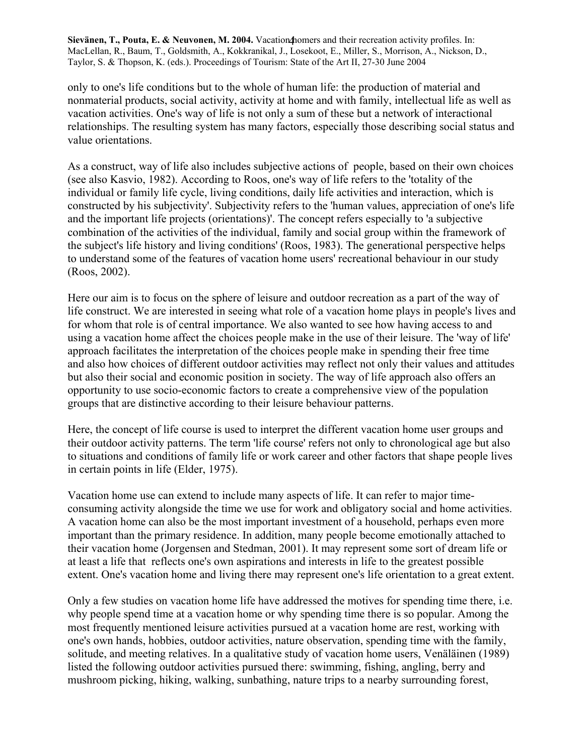only to one's life conditions but to the whole of human life: the production of material and nonmaterial products, social activity, activity at home and with family, intellectual life as well as vacation activities. One's way of life is not only a sum of these but a network of interactional relationships. The resulting system has many factors, especially those describing social status and value orientations.

As a construct, way of life also includes subjective actions of people, based on their own choices (see also Kasvio, 1982). According to Roos, one's way of life refers to the 'totality of the individual or family life cycle, living conditions, daily life activities and interaction, which is constructed by his subjectivity'. Subjectivity refers to the 'human values, appreciation of one's life and the important life projects (orientations)'. The concept refers especially to 'a subjective combination of the activities of the individual, family and social group within the framework of the subject's life history and living conditions' (Roos, 1983). The generational perspective helps to understand some of the features of vacation home users' recreational behaviour in our study (Roos, 2002).

Here our aim is to focus on the sphere of leisure and outdoor recreation as a part of the way of life construct. We are interested in seeing what role of a vacation home plays in people's lives and for whom that role is of central importance. We also wanted to see how having access to and using a vacation home affect the choices people make in the use of their leisure. The 'way of life' approach facilitates the interpretation of the choices people make in spending their free time and also how choices of different outdoor activities may reflect not only their values and attitudes but also their social and economic position in society. The way of life approach also offers an opportunity to use socio-economic factors to create a comprehensive view of the population groups that are distinctive according to their leisure behaviour patterns.

Here, the concept of life course is used to interpret the different vacation home user groups and their outdoor activity patterns. The term 'life course' refers not only to chronological age but also to situations and conditions of family life or work career and other factors that shape people lives in certain points in life (Elder, 1975).

Vacation home use can extend to include many aspects of life. It can refer to major time-consuming activity alongside the time we use for work and obligatory social and home activities. A vacation home can also be the most important investment of a household, perhaps even more important than the primary residence. In addition, many people become emotionally attached to their vacation home (Jorgensen and Stedman, 2001). It may represent some sort of dream life or at least a life that reflects one's own aspirations and interests in life to the greatest possible extent. One's vacation home and living there may represent one's life orientation to a great extent.

Only a few studies on vacation home life have addressed the motives for spending time there, i.e. why people spend time at a vacation home or why spending time there is so popular. Among the most frequently mentioned leisure activities pursued at a vacation home are rest, working with one's own hands, hobbies, outdoor activities, nature observation, spending time with the family, solitude, and meeting relatives. In a qualitative study of vacation home users, Venäläinen (1989) listed the following outdoor activities pursued there: swimming, fishing, angling, berry and mushroom picking, hiking, walking, sunbathing, nature trips to a nearby surrounding forest,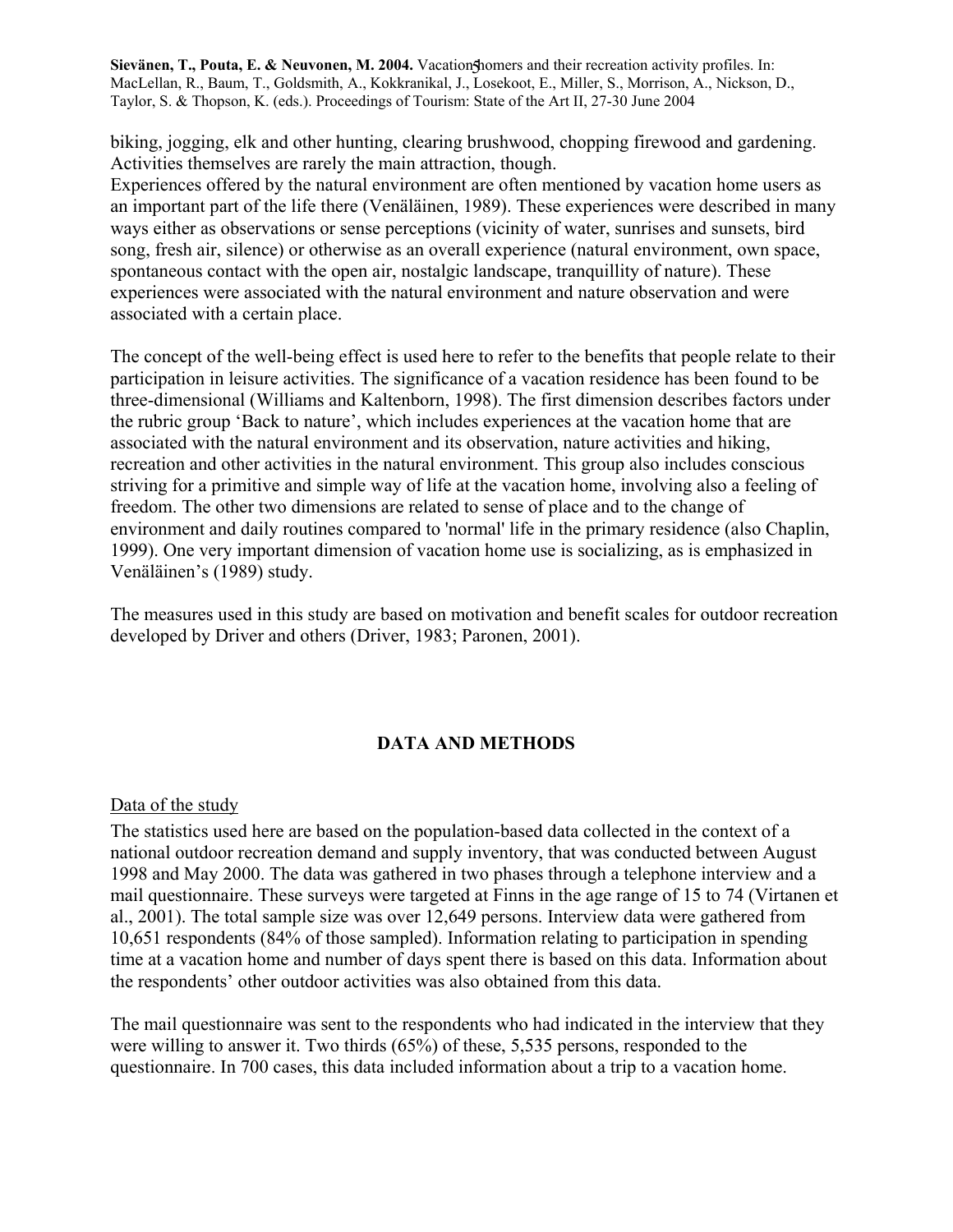biking, jogging, elk and other hunting, clearing brushwood, chopping firewood and gardening. Activities themselves are rarely the main attraction, though.
Experiences offered by the natural environment are often mentioned by vacation home users as an important part of the life there (Venäläinen, 1989). These experiences were described in many ways either as observations or sense perceptions (vicinity of water, sunrises and sunsets, bird song, fresh air, silence) or otherwise as an overall experience (natural environment, own space, spontaneous contact with the open air, nostalgic landscape, tranquillity of nature). These experiences were associated with the natural environment and nature observation and were associated with a certain place.

The concept of the well-being effect is used here to refer to the benefits that people relate to their participation in leisure activities. The significance of a vacation residence has been found to be three-dimensional (Williams and Kaltenborn, 1998). The first dimension describes factors under the rubric group 'Back to nature', which includes experiences at the vacation home that are associated with the natural environment and its observation, nature activities and hiking, recreation and other activities in the natural environment. This group also includes conscious striving for a primitive and simple way of life at the vacation home, involving also a feeling of freedom. The other two dimensions are related to sense of place and to the change of environment and daily routines compared to 'normal' life in the primary residence (also Chaplin, 1999). One very important dimension of vacation home use is socializing, as is emphasized in Venäläinen's (1989) study.

The measures used in this study are based on motivation and benefit scales for outdoor recreation developed by Driver and others (Driver, 1983; Paronen, 2001).

## DATA AND METHODS

### Data of the study

The statistics used here are based on the population-based data collected in the context of a national outdoor recreation demand and supply inventory, that was conducted between August 1998 and May 2000. The data was gathered in two phases through a telephone interview and a mail questionnaire. These surveys were targeted at Finns in the age range of 15 to 74 (Virtanen et al., 2001). The total sample size was over 12,649 persons. Interview data were gathered from 10,651 respondents (84% of those sampled). Information relating to participation in spending time at a vacation home and number of days spent there is based on this data. Information about the respondents' other outdoor activities was also obtained from this data.

The mail questionnaire was sent to the respondents who had indicated in the interview that they were willing to answer it. Two thirds (65%) of these, 5,535 persons, responded to the questionnaire. In 700 cases, this data included information about a trip to a vacation home.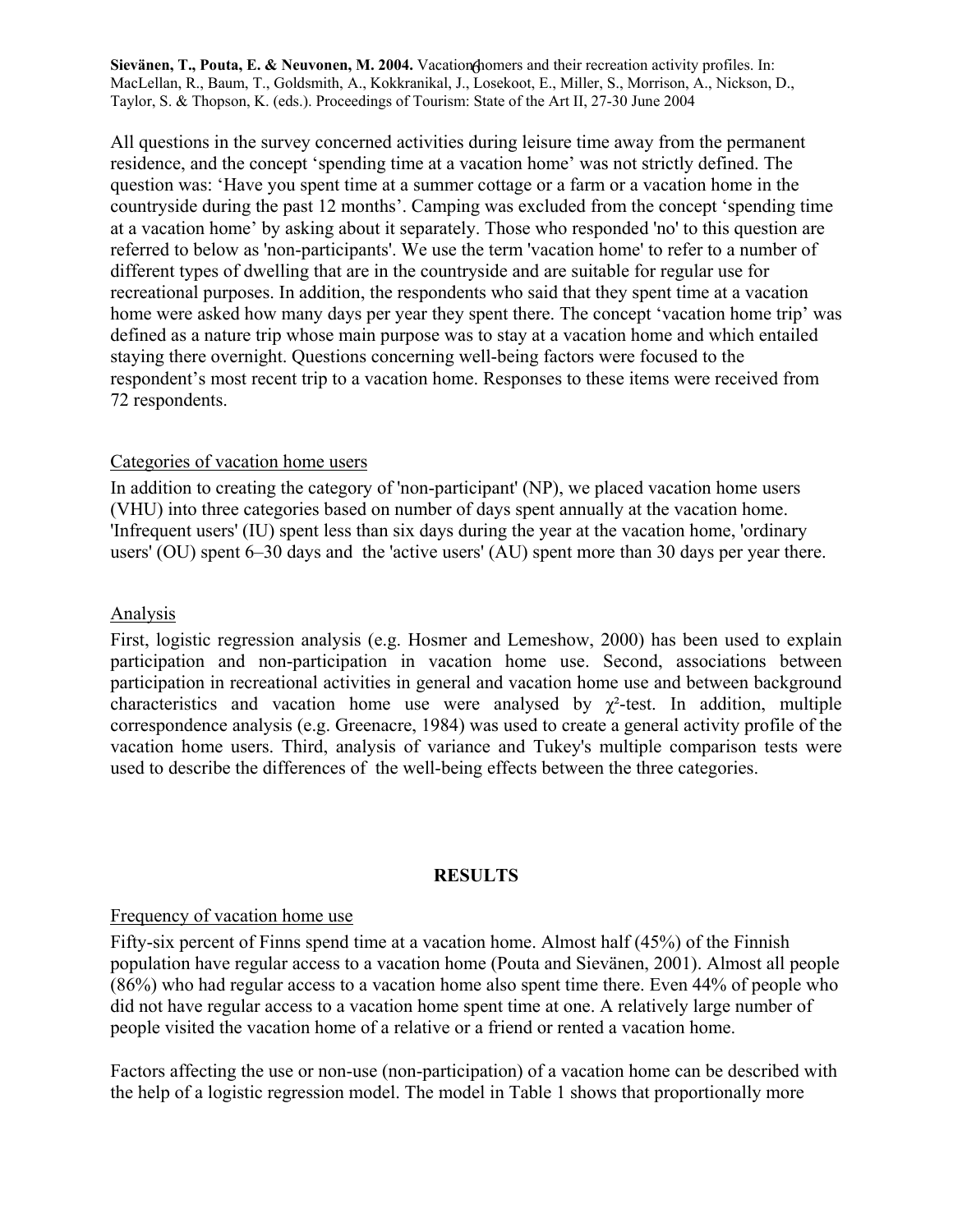All questions in the survey concerned activities during leisure time away from the permanent residence, and the concept 'spending time at a vacation home' was not strictly defined. The question was: 'Have you spent time at a summer cottage or a farm or a vacation home in the countryside during the past 12 months'. Camping was excluded from the concept 'spending time at a vacation home' by asking about it separately. Those who responded 'no' to this question are referred to below as 'non-participants'. We use the term 'vacation home' to refer to a number of different types of dwelling that are in the countryside and are suitable for regular use for recreational purposes. In addition, the respondents who said that they spent time at a vacation home were asked how many days per year they spent there. The concept 'vacation home trip' was defined as a nature trip whose main purpose was to stay at a vacation home and which entailed staying there overnight. Questions concerning well-being factors were focused to the respondent's most recent trip to a vacation home. Responses to these items were received from 72 respondents.

### Categories of vacation home users

In addition to creating the category of 'non-participant' (NP), we placed vacation home users (VHU) into three categories based on number of days spent annually at the vacation home. 'Infrequent users' (IU) spent less than six days during the year at the vacation home, 'ordinary users' (OU) spent 6–30 days and the 'active users' (AU) spent more than 30 days per year there.

### Analysis

First, logistic regression analysis (e.g. Hosmer and Lemeshow, 2000) has been used to explain participation and non-participation in vacation home use. Second, associations between participation in recreational activities in general and vacation home use and between background characteristics and vacation home use were analysed by $\chi^2$-test. In addition, multiple correspondence analysis (e.g. Greenacre, 1984) was used to create a general activity profile of the vacation home users. Third, analysis of variance and Tukey's multiple comparison tests were used to describe the differences of the well-being effects between the three categories.

## RESULTS

### Frequency of vacation home use

Fifty-six percent of Finns spend time at a vacation home. Almost half (45%) of the Finnish population have regular access to a vacation home (Pouta and Sievänen, 2001). Almost all people (86%) who had regular access to a vacation home also spent time there. Even 44% of people who did not have regular access to a vacation home spent time at one. A relatively large number of people visited the vacation home of a relative or a friend or rented a vacation home.

Factors affecting the use or non-use (non-participation) of a vacation home can be described with the help of a logistic regression model. The model in Table 1 shows that proportionally more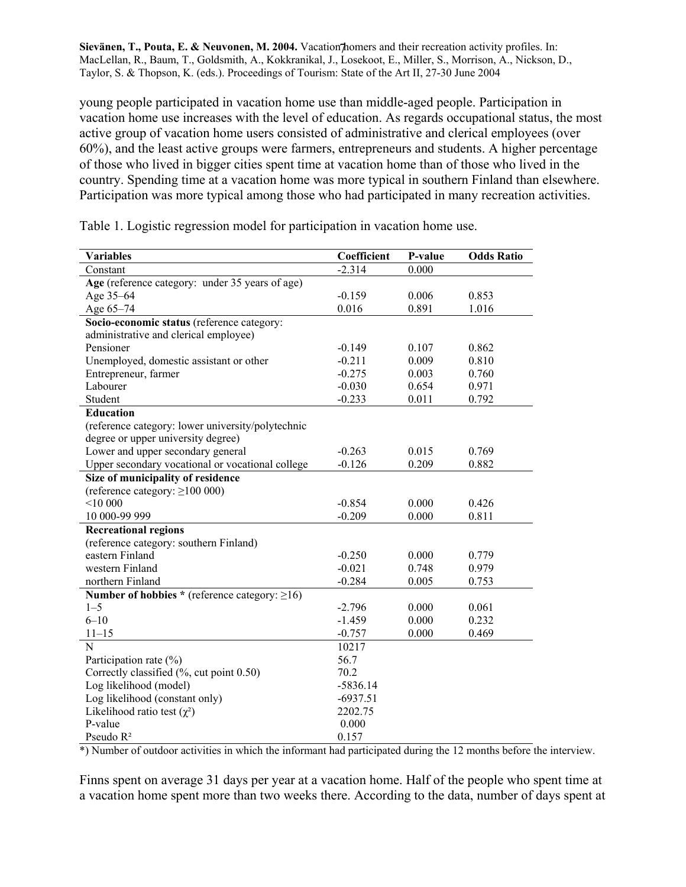young people participated in vacation home use than middle-aged people. Participation in vacation home use increases with the level of education. As regards occupational status, the most active group of vacation home users consisted of administrative and clerical employees (over 60%), and the least active groups were farmers, entrepreneurs and students. A higher percentage of those who lived in bigger cities spent time at vacation home than of those who lived in the country. Spending time at a vacation home was more typical in southern Finland than elsewhere. Participation was more typical among those who had participated in many recreation activities.

Table 1. Logistic regression model for participation in vacation home use.

| Variables | Coefficient | P-value | Odds Ratio |
|---|---|---|---|
| Constant | -2.314 | 0.000 | |
| **Age** (reference category: under 35 years of age) | | | |
| Age 35–64 | -0.159 | 0.006 | 0.853 |
| Age 65–74 | 0.016 | 0.891 | 1.016 |
| **Socio-economic status** (reference category: administrative and clerical employee) | | | |
| Pensioner | -0.149 | 0.107 | 0.862 |
| Unemployed, domestic assistant or other | -0.211 | 0.009 | 0.810 |
| Entrepreneur, farmer | -0.275 | 0.003 | 0.760 |
| Labourer | -0.030 | 0.654 | 0.971 |
| Student | -0.233 | 0.011 | 0.792 |
| **Education** (reference category: lower university/polytechnic degree or upper university degree) | | | |
| Lower and upper secondary general | -0.263 | 0.015 | 0.769 |
| Upper secondary vocational or vocational college | -0.126 | 0.209 | 0.882 |
| **Size of municipality of residence** (reference category: ≥100 000) | | | |
| <10 000 | -0.854 | 0.000 | 0.426 |
| 10 000-99 999 | -0.209 | 0.000 | 0.811 |
| **Recreational regions** (reference category: southern Finland) | | | |
| eastern Finland | -0.250 | 0.000 | 0.779 |
| western Finland | -0.021 | 0.748 | 0.979 |
| northern Finland | -0.284 | 0.005 | 0.753 |
| **Number of hobbies** * (reference category: ≥16) | | | |
| 1–5 | -2.796 | 0.000 | 0.061 |
| 6–10 | -1.459 | 0.000 | 0.232 |
| 11–15 | -0.757 | 0.000 | 0.469 |
| N | 10217 | | |
| Participation rate (%) | 56.7 | | |
| Correctly classified (%, cut point 0.50) | 70.2 | | |
| Log likelihood (model) | -5836.14 | | |
| Log likelihood (constant only) | -6937.51 | | |
| Likelihood ratio test ($\chi^2$) | 2202.75 | | |
| P-value | 0.000 | | |
| Pseudo $R^2$ | 0.157 | | |

*) Number of outdoor activities in which the informant had participated during the 12 months before the interview.

Finns spent on average 31 days per year at a vacation home. Half of the people who spent time at a vacation home spent more than two weeks there. According to the data, number of days spent at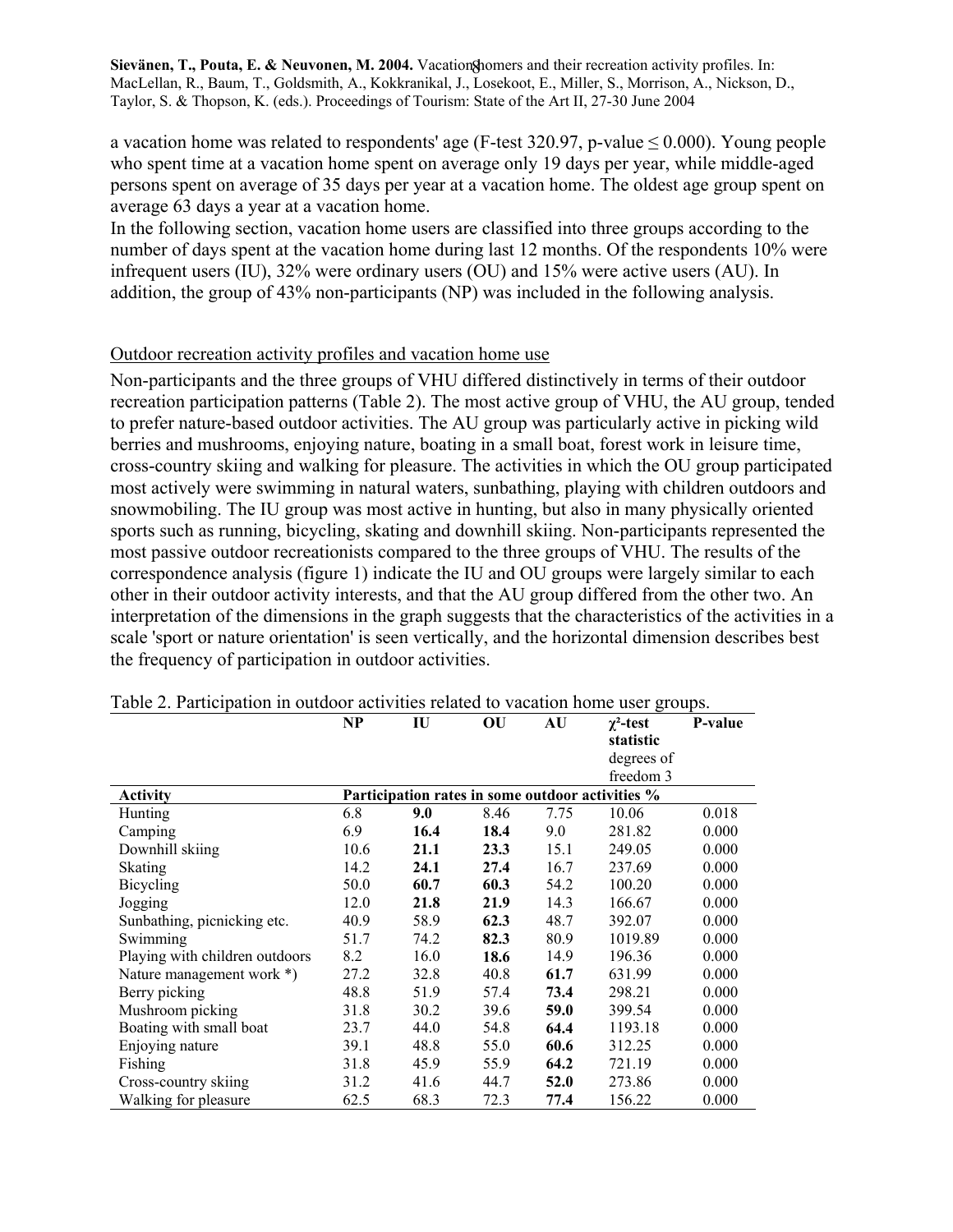a vacation home was related to respondents' age (F-test 320.97, p-value ≤ 0.000). Young people who spent time at a vacation home spent on average only 19 days per year, while middle-aged persons spent on average of 35 days per year at a vacation home. The oldest age group spent on average 63 days a year at a vacation home.

In the following section, vacation home users are classified into three groups according to the number of days spent at the vacation home during last 12 months. Of the respondents 10% were infrequent users (IU), 32% were ordinary users (OU) and 15% were active users (AU). In addition, the group of 43% non-participants (NP) was included in the following analysis.

## Outdoor recreation activity profiles and vacation home use

Non-participants and the three groups of VHU differed distinctively in terms of their outdoor recreation participation patterns (Table 2). The most active group of VHU, the AU group, tended to prefer nature-based outdoor activities. The AU group was particularly active in picking wild berries and mushrooms, enjoying nature, boating in a small boat, forest work in leisure time, cross-country skiing and walking for pleasure. The activities in which the OU group participated most actively were swimming in natural waters, sunbathing, playing with children outdoors and snowmobiling. The IU group was most active in hunting, but also in many physically oriented sports such as running, bicycling, skating and downhill skiing. Non-participants represented the most passive outdoor recreationists compared to the three groups of VHU. The results of the correspondence analysis (figure 1) indicate the IU and OU groups were largely similar to each other in their outdoor activity interests, and that the AU group differed from the other two. An interpretation of the dimensions in the graph suggests that the characteristics of the activities in a scale 'sport or nature orientation' is seen vertically, and the horizontal dimension describes best the frequency of participation in outdoor activities.

Table 2. Participation in outdoor activities related to vacation home user groups.

| | **NP** | **IU** | **OU** | **AU** | **$\chi^2$-test statistic** degrees of freedom 3 | **P-value** |
|---|---|---|---|---|---|---|
| **Activity** | **Participation rates in some outdoor activities %** | | | | | |
| Hunting | 6.8 | **9.0** | 8.46 | 7.75 | 10.06 | 0.018 |
| Camping | 6.9 | **16.4** | **18.4** | 9.0 | 281.82 | 0.000 |
| Downhill skiing | 10.6 | **21.1** | **23.3** | 15.1 | 249.05 | 0.000 |
| Skating | 14.2 | **24.1** | **27.4** | 16.7 | 237.69 | 0.000 |
| Bicycling | 50.0 | **60.7** | **60.3** | 54.2 | 100.20 | 0.000 |
| Jogging | 12.0 | **21.8** | **21.9** | 14.3 | 166.67 | 0.000 |
| Sunbathing, picnicking etc. | 40.9 | 58.9 | **62.3** | 48.7 | 392.07 | 0.000 |
| Swimming | 51.7 | 74.2 | **82.3** | 80.9 | 1019.89 | 0.000 |
| Playing with children outdoors | 8.2 | 16.0 | **18.6** | 14.9 | 196.36 | 0.000 |
| Nature management work *) | 27.2 | 32.8 | 40.8 | **61.7** | 631.99 | 0.000 |
| Berry picking | 48.8 | 51.9 | 57.4 | **73.4** | 298.21 | 0.000 |
| Mushroom picking | 31.8 | 30.2 | 39.6 | **59.0** | 399.54 | 0.000 |
| Boating with small boat | 23.7 | 44.0 | 54.8 | **64.4** | 1193.18 | 0.000 |
| Enjoying nature | 39.1 | 48.8 | 55.0 | **60.6** | 312.25 | 0.000 |
| Fishing | 31.8 | 45.9 | 55.9 | **64.2** | 721.19 | 0.000 |
| Cross-country skiing | 31.2 | 41.6 | 44.7 | **52.0** | 273.86 | 0.000 |
| Walking for pleasure | 62.5 | 68.3 | 72.3 | **77.4** | 156.22 | 0.000 |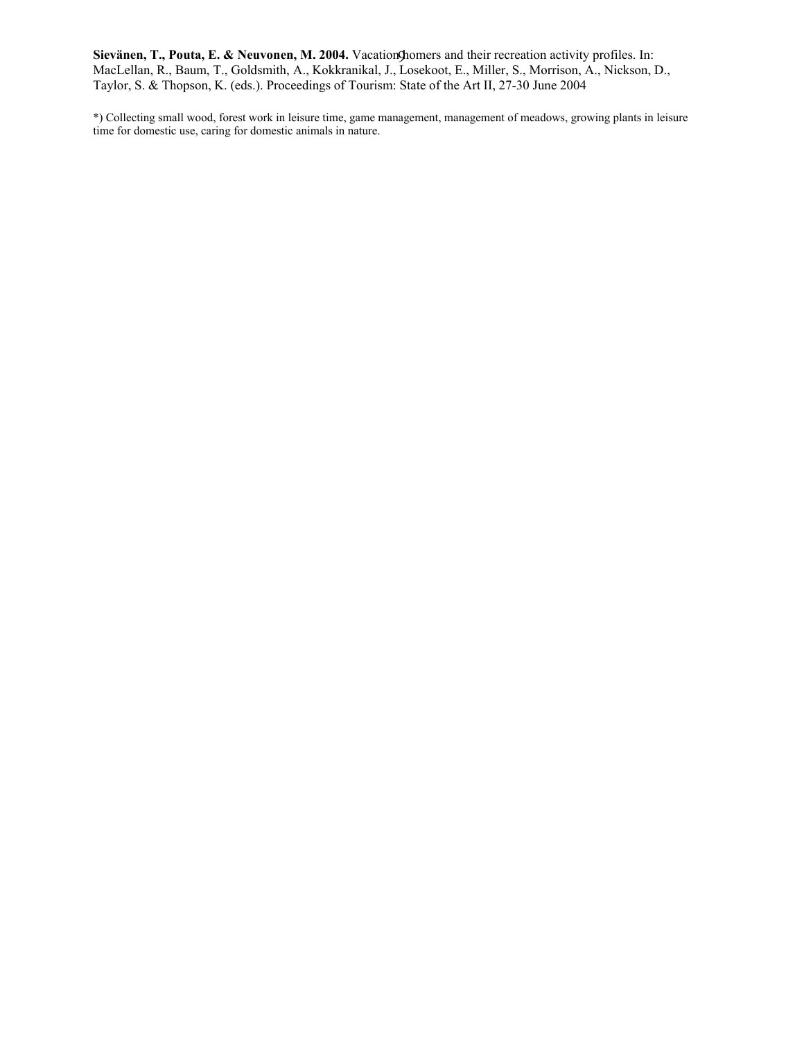*) Collecting small wood, forest work in leisure time, game management, management of meadows, growing plants in leisure time for domestic use, caring for domestic animals in nature.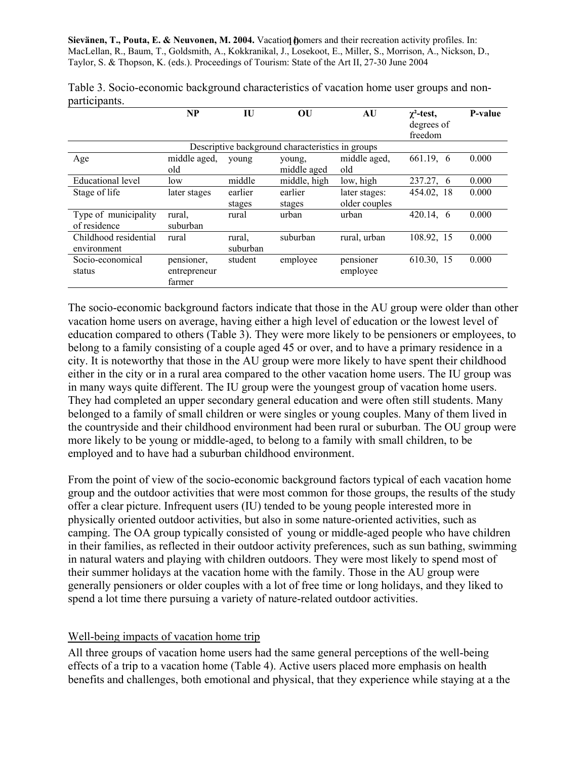Table 3. Socio-economic background characteristics of vacation home user groups and non-participants.

| | NP | IU | OU | AU | χ²-test, degrees of freedom | P-value |
|---|---|---|---|---|---|---|
| Descriptive background characteristics in groups | | | | | | |
| Age | middle aged, old | young | young, middle aged | middle aged, old | 661.19, 6 | 0.000 |
| Educational level | low | middle | middle, high | low, high | 237.27, 6 | 0.000 |
| Stage of life | later stages | earlier stages | earlier stages | later stages: older couples | 454.02, 18 | 0.000 |
| Type of municipality of residence | rural, suburban | rural | urban | urban | 420.14, 6 | 0.000 |
| Childhood residential environment | rural | rural, suburban | suburban | rural, urban | 108.92, 15 | 0.000 |
| Socio-economical status | pensioner, entrepreneur farmer | student | employee | pensioner employee | 610.30, 15 | 0.000 |

The socio-economic background factors indicate that those in the AU group were older than other vacation home users on average, having either a high level of education or the lowest level of education compared to others (Table 3). They were more likely to be pensioners or employees, to belong to a family consisting of a couple aged 45 or over, and to have a primary residence in a city. It is noteworthy that those in the AU group were more likely to have spent their childhood either in the city or in a rural area compared to the other vacation home users. The IU group was in many ways quite different. The IU group were the youngest group of vacation home users. They had completed an upper secondary general education and were often still students. Many belonged to a family of small children or were singles or young couples. Many of them lived in the countryside and their childhood environment had been rural or suburban. The OU group were more likely to be young or middle-aged, to belong to a family with small children, to be employed and to have had a suburban childhood environment.

From the point of view of the socio-economic background factors typical of each vacation home group and the outdoor activities that were most common for those groups, the results of the study offer a clear picture. Infrequent users (IU) tended to be young people interested more in physically oriented outdoor activities, but also in some nature-oriented activities, such as camping. The OA group typically consisted of young or middle-aged people who have children in their families, as reflected in their outdoor activity preferences, such as sun bathing, swimming in natural waters and playing with children outdoors. They were most likely to spend most of their summer holidays at the vacation home with the family. Those in the AU group were generally pensioners or older couples with a lot of free time or long holidays, and they liked to spend a lot time there pursuing a variety of nature-related outdoor activities.

## Well-being impacts of vacation home trip

All three groups of vacation home users had the same general perceptions of the well-being effects of a trip to a vacation home (Table 4). Active users placed more emphasis on health benefits and challenges, both emotional and physical, that they experience while staying at a the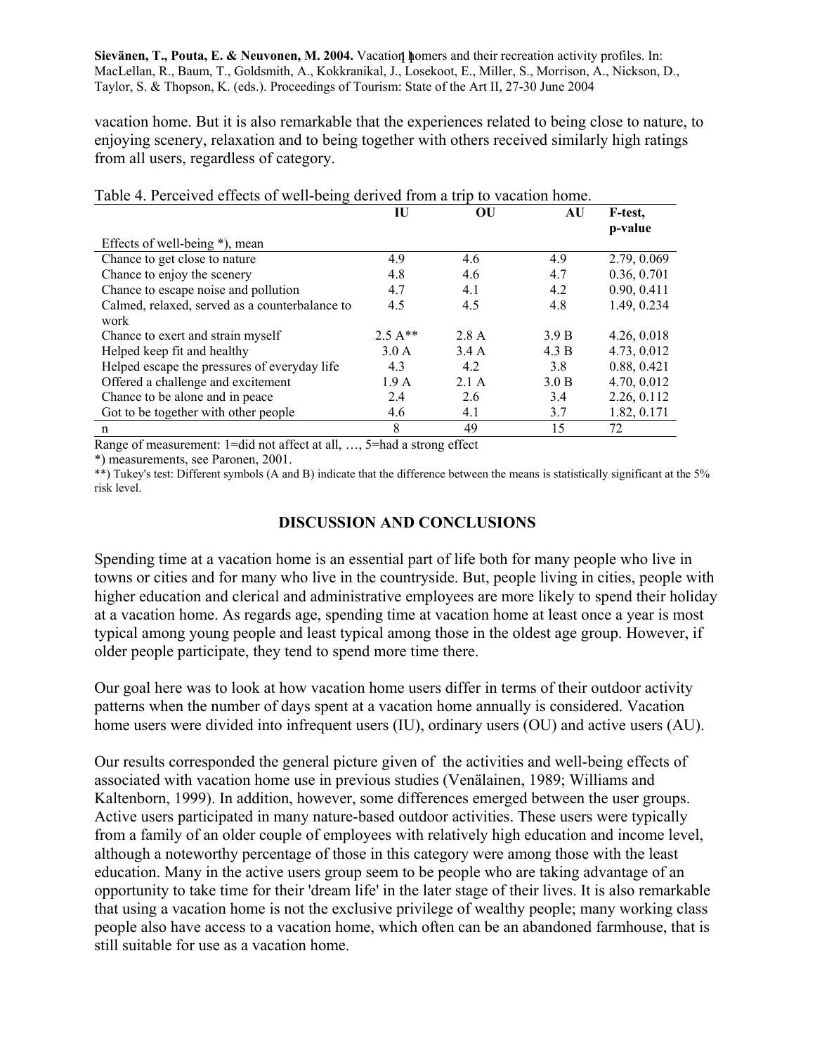vacation home. But it is also remarkable that the experiences related to being close to nature, to enjoying scenery, relaxation and to being together with others received similarly high ratings from all users, regardless of category.

Table 4. Perceived effects of well-being derived from a trip to vacation home.

| | IU | OU | AU | F-test, p-value |
|---|---|---|---|---|
| Effects of well-being *), mean | | | | |
| Chance to get close to nature | 4.9 | 4.6 | 4.9 | 2.79, 0.069 |
| Chance to enjoy the scenery | 4.8 | 4.6 | 4.7 | 0.36, 0.701 |
| Chance to escape noise and pollution | 4.7 | 4.1 | 4.2 | 0.90, 0.411 |
| Calmed, relaxed, served as a counterbalance to work | 4.5 | 4.5 | 4.8 | 1.49, 0.234 |
| Chance to exert and strain myself | 2.5 A** | 2.8 A | 3.9 B | 4.26, 0.018 |
| Helped keep fit and healthy | 3.0 A | 3.4 A | 4.3 B | 4.73, 0.012 |
| Helped escape the pressures of everyday life | 4.3 | 4.2 | 3.8 | 0.88, 0.421 |
| Offered a challenge and excitement | 1.9 A | 2.1 A | 3.0 B | 4.70, 0.012 |
| Chance to be alone and in peace | 2.4 | 2.6 | 3.4 | 2.26, 0.112 |
| Got to be together with other people | 4.6 | 4.1 | 3.7 | 1.82, 0.171 |
| n | 8 | 49 | 15 | 72 |

Range of measurement: 1=did not affect at all, …, 5=had a strong effect

*) measurements, see Paronen, 2001.

**) Tukey's test: Different symbols (A and B) indicate that the difference between the means is statistically significant at the 5% risk level.

## DISCUSSION AND CONCLUSIONS

Spending time at a vacation home is an essential part of life both for many people who live in towns or cities and for many who live in the countryside. But, people living in cities, people with higher education and clerical and administrative employees are more likely to spend their holiday at a vacation home. As regards age, spending time at vacation home at least once a year is most typical among young people and least typical among those in the oldest age group. However, if older people participate, they tend to spend more time there.

Our goal here was to look at how vacation home users differ in terms of their outdoor activity patterns when the number of days spent at a vacation home annually is considered. Vacation home users were divided into infrequent users (IU), ordinary users (OU) and active users (AU).

Our results corresponded the general picture given of the activities and well-being effects of associated with vacation home use in previous studies (Venälainen, 1989; Williams and Kaltenborn, 1999). In addition, however, some differences emerged between the user groups. Active users participated in many nature-based outdoor activities. These users were typically from a family of an older couple of employees with relatively high education and income level, although a noteworthy percentage of those in this category were among those with the least education. Many in the active users group seem to be people who are taking advantage of an opportunity to take time for their 'dream life' in the later stage of their lives. It is also remarkable that using a vacation home is not the exclusive privilege of wealthy people; many working class people also have access to a vacation home, which often can be an abandoned farmhouse, that is still suitable for use as a vacation home.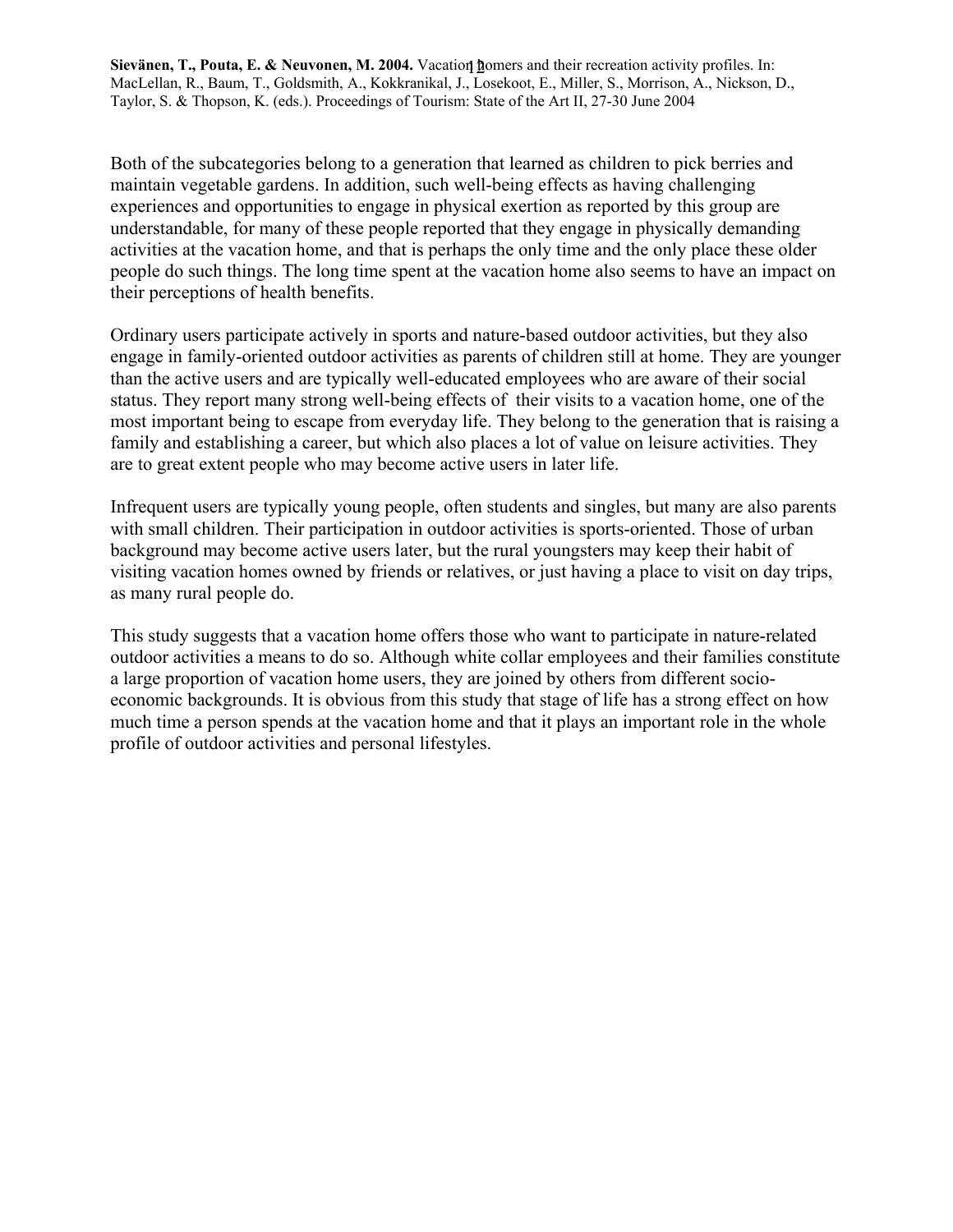Both of the subcategories belong to a generation that learned as children to pick berries and maintain vegetable gardens. In addition, such well-being effects as having challenging experiences and opportunities to engage in physical exertion as reported by this group are understandable, for many of these people reported that they engage in physically demanding activities at the vacation home, and that is perhaps the only time and the only place these older people do such things. The long time spent at the vacation home also seems to have an impact on their perceptions of health benefits.

Ordinary users participate actively in sports and nature-based outdoor activities, but they also engage in family-oriented outdoor activities as parents of children still at home. They are younger than the active users and are typically well-educated employees who are aware of their social status. They report many strong well-being effects of their visits to a vacation home, one of the most important being to escape from everyday life. They belong to the generation that is raising a family and establishing a career, but which also places a lot of value on leisure activities. They are to great extent people who may become active users in later life.

Infrequent users are typically young people, often students and singles, but many are also parents with small children. Their participation in outdoor activities is sports-oriented. Those of urban background may become active users later, but the rural youngsters may keep their habit of visiting vacation homes owned by friends or relatives, or just having a place to visit on day trips, as many rural people do.

This study suggests that a vacation home offers those who want to participate in nature-related outdoor activities a means to do so. Although white collar employees and their families constitute a large proportion of vacation home users, they are joined by others from different socio-economic backgrounds. It is obvious from this study that stage of life has a strong effect on how much time a person spends at the vacation home and that it plays an important role in the whole profile of outdoor activities and personal lifestyles.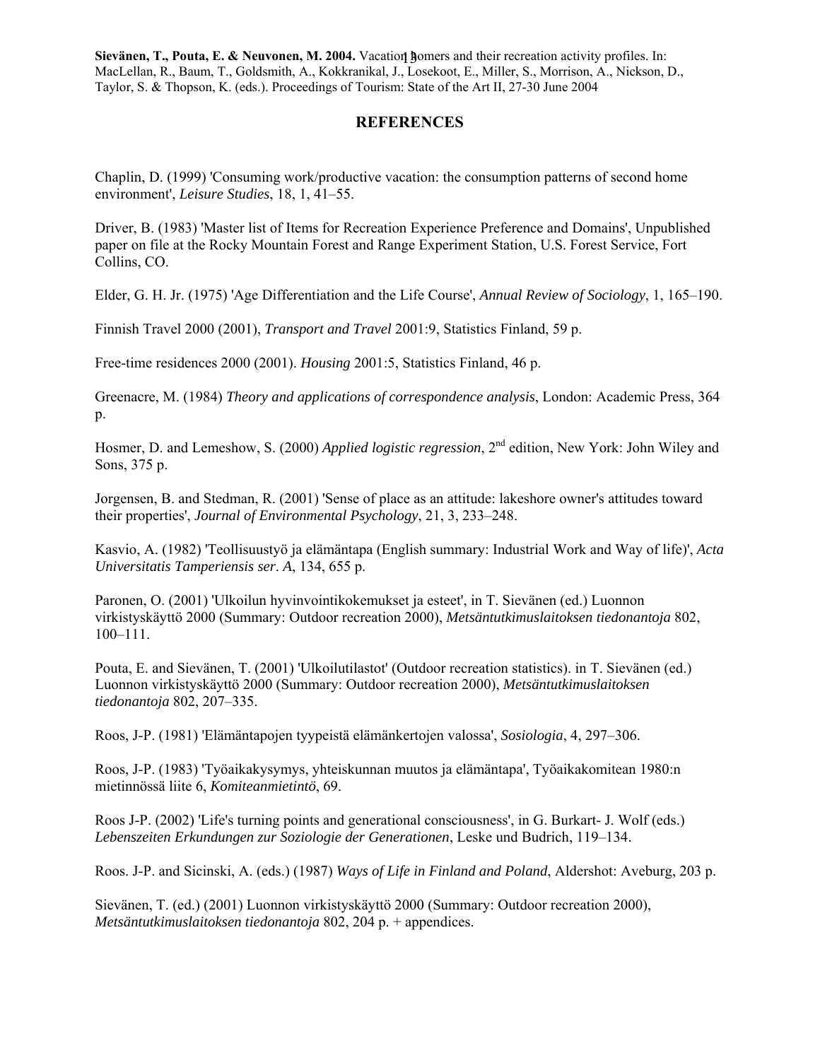## REFERENCES

Chaplin, D. (1999) 'Consuming work/productive vacation: the consumption patterns of second home environment', *Leisure Studies*, 18, 1, 41–55.

Driver, B. (1983) 'Master list of Items for Recreation Experience Preference and Domains', Unpublished paper on file at the Rocky Mountain Forest and Range Experiment Station, U.S. Forest Service, Fort Collins, CO.

Elder, G. H. Jr. (1975) 'Age Differentiation and the Life Course', *Annual Review of Sociology*, 1, 165–190.

Finnish Travel 2000 (2001), *Transport and Travel* 2001:9, Statistics Finland, 59 p.

Free-time residences 2000 (2001). *Housing* 2001:5, Statistics Finland, 46 p.

Greenacre, M. (1984) *Theory and applications of correspondence analysis*, London: Academic Press, 364 p.

Hosmer, D. and Lemeshow, S. (2000) *Applied logistic regression*, 2nd edition, New York: John Wiley and Sons, 375 p.

Jorgensen, B. and Stedman, R. (2001) 'Sense of place as an attitude: lakeshore owner's attitudes toward their properties', *Journal of Environmental Psychology*, 21, 3, 233–248.

Kasvio, A. (1982) 'Teollisuustyö ja elämäntapa (English summary: Industrial Work and Way of life)', *Acta Universitatis Tamperiensis ser. A*, 134, 655 p.

Paronen, O. (2001) 'Ulkoilun hyvinvointikokemukset ja esteet', in T. Sievänen (ed.) Luonnon virkistyskäyttö 2000 (Summary: Outdoor recreation 2000), *Metsäntutkimuslaitoksen tiedonantoja* 802, 100–111.

Pouta, E. and Sievänen, T. (2001) 'Ulkoilutilastot' (Outdoor recreation statistics). in T. Sievänen (ed.) Luonnon virkistyskäyttö 2000 (Summary: Outdoor recreation 2000), *Metsäntutkimuslaitoksen tiedonantoja* 802, 207–335.

Roos, J-P. (1981) 'Elämäntapojen tyypeistä elämänkertojen valossa', *Sosiologia*, 4, 297–306.

Roos, J-P. (1983) 'Työaikakysymys, yhteiskunnan muutos ja elämäntapa', Työaikakomitean 1980:n mietinnössä liite 6, *Komiteanmietintö*, 69.

Roos J-P. (2002) 'Life's turning points and generational consciousness', in G. Burkart- J. Wolf (eds.) *Lebenszeiten Erkundungen zur Soziologie der Generationen*, Leske und Budrich, 119–134.

Roos. J-P. and Sicinski, A. (eds.) (1987) *Ways of Life in Finland and Poland*, Aldershot: Aveburg, 203 p.

Sievänen, T. (ed.) (2001) Luonnon virkistyskäyttö 2000 (Summary: Outdoor recreation 2000), *Metsäntutkimuslaitoksen tiedonantoja* 802, 204 p. + appendices.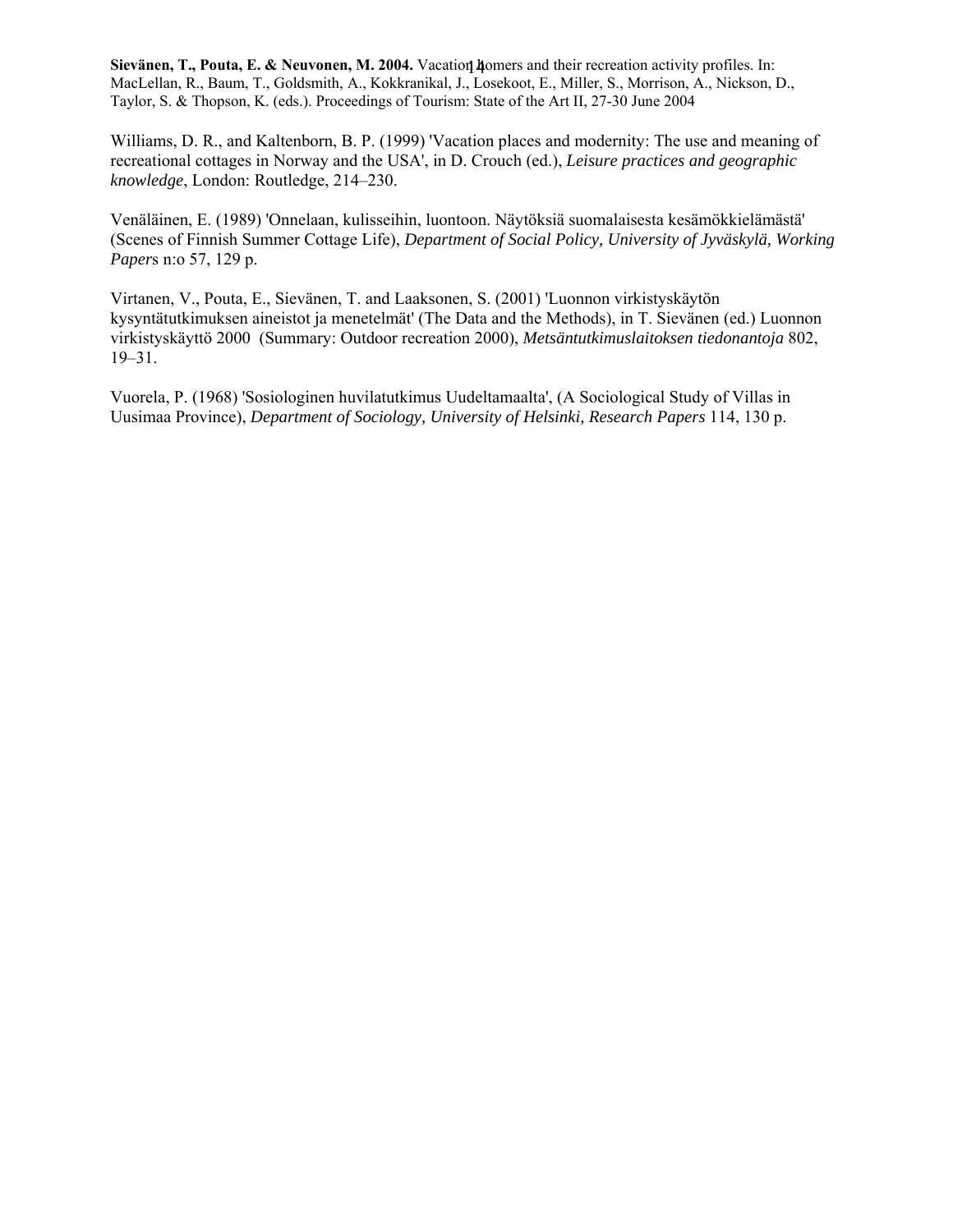Williams, D. R., and Kaltenborn, B. P. (1999) 'Vacation places and modernity: The use and meaning of recreational cottages in Norway and the USA', in D. Crouch (ed.), *Leisure practices and geographic knowledge*, London: Routledge, 214–230.

Venäläinen, E. (1989) 'Onnelaan, kulisseihin, luontoon. Näytöksiä suomalaisesta kesämökkielämästä' (Scenes of Finnish Summer Cottage Life), *Department of Social Policy, University of Jyväskylä, Working Papers* n:o 57, 129 p.

Virtanen, V., Pouta, E., Sievänen, T. and Laaksonen, S. (2001) 'Luonnon virkistyskäytön kysyntätutkimuksen aineistot ja menetelmät' (The Data and the Methods), in T. Sievänen (ed.) Luonnon virkistyskäyttö 2000 (Summary: Outdoor recreation 2000), *Metsäntutkimuslaitoksen tiedonantoja* 802, 19–31.

Vuorela, P. (1968) 'Sosiologinen huvilatutkimus Uudeltamaalta', (A Sociological Study of Villas in Uusimaa Province), *Department of Sociology, University of Helsinki, Research Papers* 114, 130 p.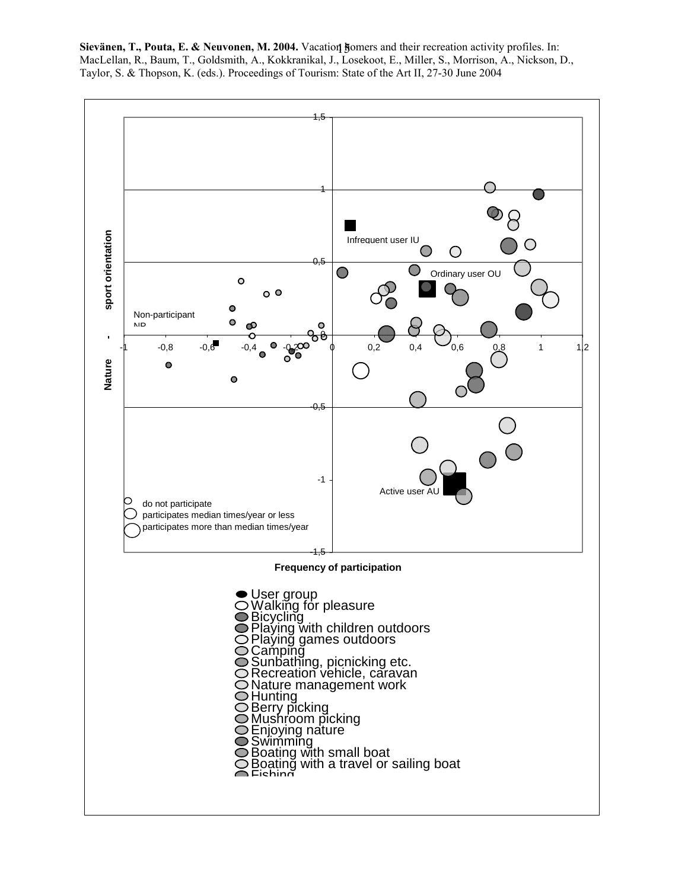**Sievänen, T., Pouta, E. & Neuvonen, M. 2004.** Vacation homers and their recreation activity profiles. In: MacLellan, R., Baum, T., Goldsmith, A., Kokkranikal, J., Losekoot, E., Miller, S., Morrison, A., Nickson, D., Taylor, S. & Thopson, K. (eds.). Proceedings of Tourism: State of the Art II, 27-30 June 2004

Infrequent user IU

Ordinary user OU

Non-participant NP

Active user AU

do not participate
participates median times/year or less
participates more than median times/year

Nature - sport orientation

Frequency of participation

- User group
- Walking for pleasure
- Bicycling
- Playing with children outdoors
- Playing games outdoors
- Camping
- Sunbathing, picnicking etc.
- Recreation vehicle, caravan
- Nature management work
- Hunting
- Berry picking
- Mushroom picking
- Enjoying nature
- Swimming
- Boating with small boat
- Boating with a travel or sailing boat
- Fishing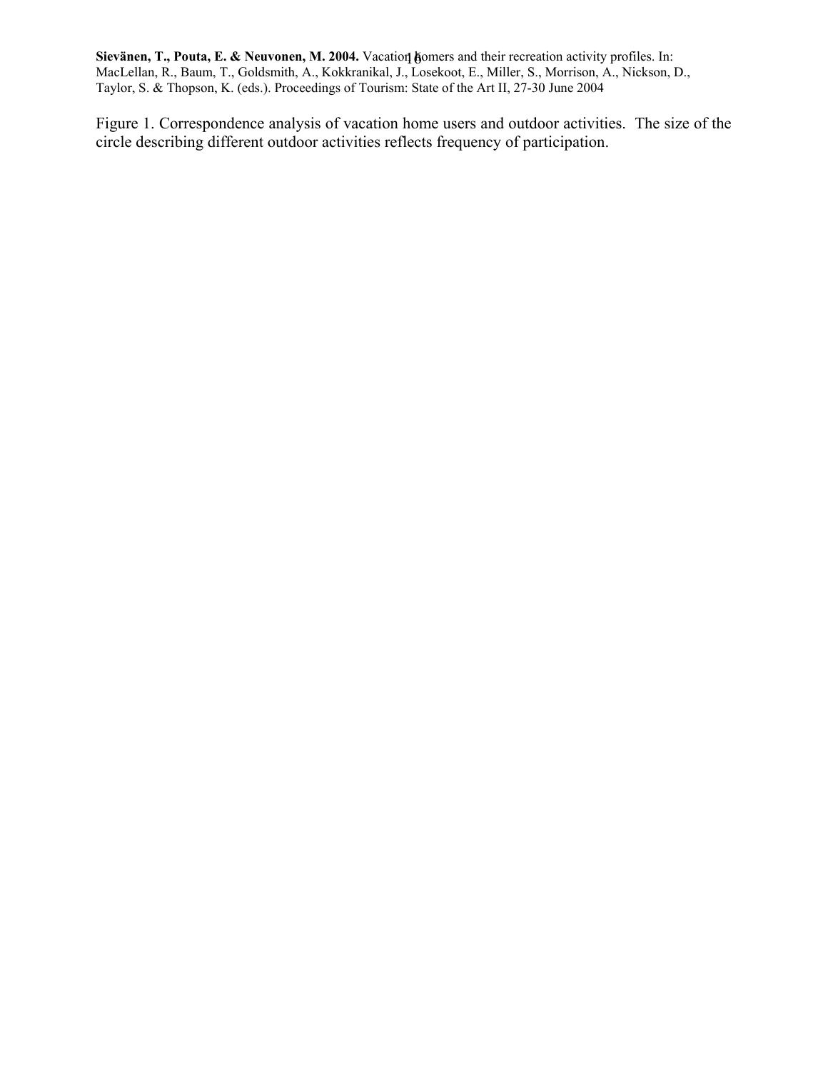Figure 1. Correspondence analysis of vacation home users and outdoor activities. The size of the circle describing different outdoor activities reflects frequency of participation.